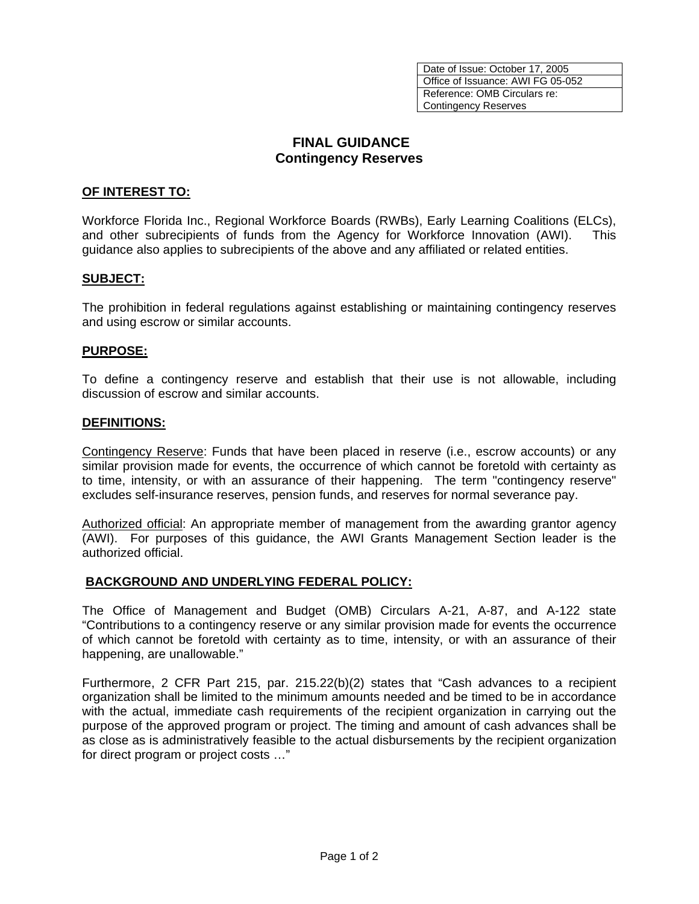| Date of Issue: October 17, 2005 |
| --- |
| Office of Issuance: AWI FG 05-052 |
| Reference: OMB Circulars re: Contingency Reserves |

# FINAL GUIDANCE
## Contingency Reserves

**OF INTEREST TO:**

Workforce Florida Inc., Regional Workforce Boards (RWBs), Early Learning Coalitions (ELCs), and other subrecipients of funds from the Agency for Workforce Innovation (AWI). This guidance also applies to subrecipients of the above and any affiliated or related entities.

**SUBJECT:**

The prohibition in federal regulations against establishing or maintaining contingency reserves and using escrow or similar accounts.

**PURPOSE:**

To define a contingency reserve and establish that their use is not allowable, including discussion of escrow and similar accounts.

**DEFINITIONS:**

Contingency Reserve: Funds that have been placed in reserve (i.e., escrow accounts) or any similar provision made for events, the occurrence of which cannot be foretold with certainty as to time, intensity, or with an assurance of their happening. The term "contingency reserve" excludes self-insurance reserves, pension funds, and reserves for normal severance pay.

Authorized official: An appropriate member of management from the awarding grantor agency (AWI). For purposes of this guidance, the AWI Grants Management Section leader is the authorized official.

**BACKGROUND AND UNDERLYING FEDERAL POLICY:**

The Office of Management and Budget (OMB) Circulars A-21, A-87, and A-122 state "Contributions to a contingency reserve or any similar provision made for events the occurrence of which cannot be foretold with certainty as to time, intensity, or with an assurance of their happening, are unallowable."

Furthermore, 2 CFR Part 215, par. 215.22(b)(2) states that "Cash advances to a recipient organization shall be limited to the minimum amounts needed and be timed to be in accordance with the actual, immediate cash requirements of the recipient organization in carrying out the purpose of the approved program or project. The timing and amount of cash advances shall be as close as is administratively feasible to the actual disbursements by the recipient organization for direct program or project costs …"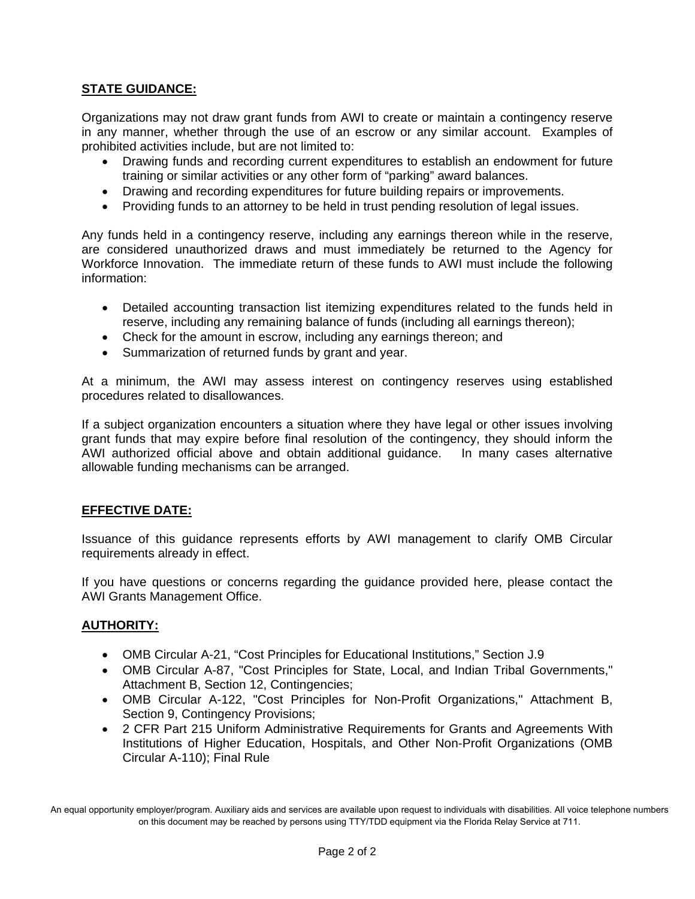## STATE GUIDANCE:

Organizations may not draw grant funds from AWI to create or maintain a contingency reserve in any manner, whether through the use of an escrow or any similar account. Examples of prohibited activities include, but are not limited to:

- Drawing funds and recording current expenditures to establish an endowment for future training or similar activities or any other form of "parking" award balances.
- Drawing and recording expenditures for future building repairs or improvements.
- Providing funds to an attorney to be held in trust pending resolution of legal issues.

Any funds held in a contingency reserve, including any earnings thereon while in the reserve, are considered unauthorized draws and must immediately be returned to the Agency for Workforce Innovation. The immediate return of these funds to AWI must include the following information:

- Detailed accounting transaction list itemizing expenditures related to the funds held in reserve, including any remaining balance of funds (including all earnings thereon);
- Check for the amount in escrow, including any earnings thereon; and
- Summarization of returned funds by grant and year.

At a minimum, the AWI may assess interest on contingency reserves using established procedures related to disallowances.

If a subject organization encounters a situation where they have legal or other issues involving grant funds that may expire before final resolution of the contingency, they should inform the AWI authorized official above and obtain additional guidance. In many cases alternative allowable funding mechanisms can be arranged.

## EFFECTIVE DATE:

Issuance of this guidance represents efforts by AWI management to clarify OMB Circular requirements already in effect.

If you have questions or concerns regarding the guidance provided here, please contact the AWI Grants Management Office.

## AUTHORITY:

- OMB Circular A-21, "Cost Principles for Educational Institutions," Section J.9
- OMB Circular A-87, "Cost Principles for State, Local, and Indian Tribal Governments," Attachment B, Section 12, Contingencies;
- OMB Circular A-122, "Cost Principles for Non-Profit Organizations," Attachment B, Section 9, Contingency Provisions;
- 2 CFR Part 215 Uniform Administrative Requirements for Grants and Agreements With Institutions of Higher Education, Hospitals, and Other Non-Profit Organizations (OMB Circular A-110); Final Rule

An equal opportunity employer/program. Auxiliary aids and services are available upon request to individuals with disabilities. All voice telephone numbers on this document may be reached by persons using TTY/TDD equipment via the Florida Relay Service at 711.